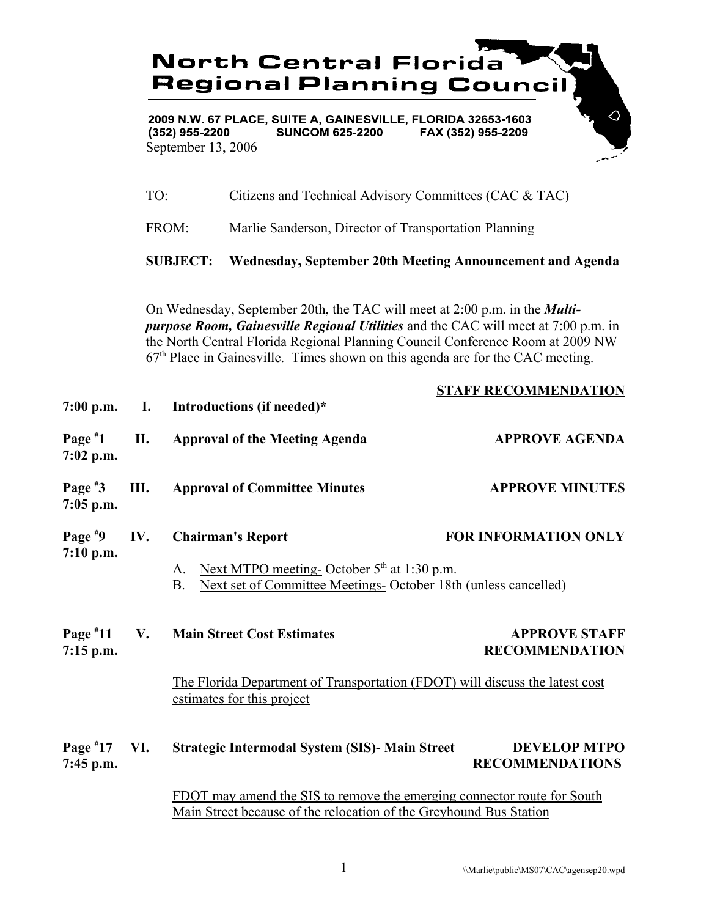# North Central Florida Regional Planning Council

**2009 N.W. 67 PLACE, SUITE A, GAINESVILLE, FLORIDA 32653-1603**
**(352) 955-2200 SUNCOM 625-2200 FAX (352) 955-2209**

September 13, 2006

TO: Citizens and Technical Advisory Committees (CAC & TAC)

FROM: Marlie Sanderson, Director of Transportation Planning

**SUBJECT: Wednesday, September 20th Meeting Announcement and Agenda**

On Wednesday, September 20th, the TAC will meet at 2:00 p.m. in the ***Multi-purpose Room, Gainesville Regional Utilities*** and the CAC will meet at 7:00 p.m. in the North Central Florida Regional Planning Council Conference Room at 2009 NW 67th Place in Gainesville. Times shown on this agenda are for the CAC meeting.

| | | | STAFF RECOMMENDATION |
|---|---|---|---|
| **7:00 p.m.** | **I.** | **Introductions (if needed)*** | |
| **Page #1 7:02 p.m.** | **II.** | **Approval of the Meeting Agenda** | **APPROVE AGENDA** |
| **Page #3 7:05 p.m.** | **III.** | **Approval of Committee Minutes** | **APPROVE MINUTES** |
| **Page #9 7:10 p.m.** | **IV.** | **Chairman's Report** | **FOR INFORMATION ONLY** |

A. Next MTPO meeting- October 5th at 1:30 p.m.
B. Next set of Committee Meetings- October 18th (unless cancelled)

| | | | |
|---|---|---|---|
| **Page #11 7:15 p.m.** | **V.** | **Main Street Cost Estimates** | **APPROVE STAFF RECOMMENDATION** |

The Florida Department of Transportation (FDOT) will discuss the latest cost estimates for this project

| | | | |
|---|---|---|---|
| **Page #17 7:45 p.m.** | **VI.** | **Strategic Intermodal System (SIS)- Main Street** | **DEVELOP MTPO RECOMMENDATIONS** |

FDOT may amend the SIS to remove the emerging connector route for South Main Street because of the relocation of the Greyhound Bus Station

\\Marlie\public\MS07\CAC\agensep20.wpd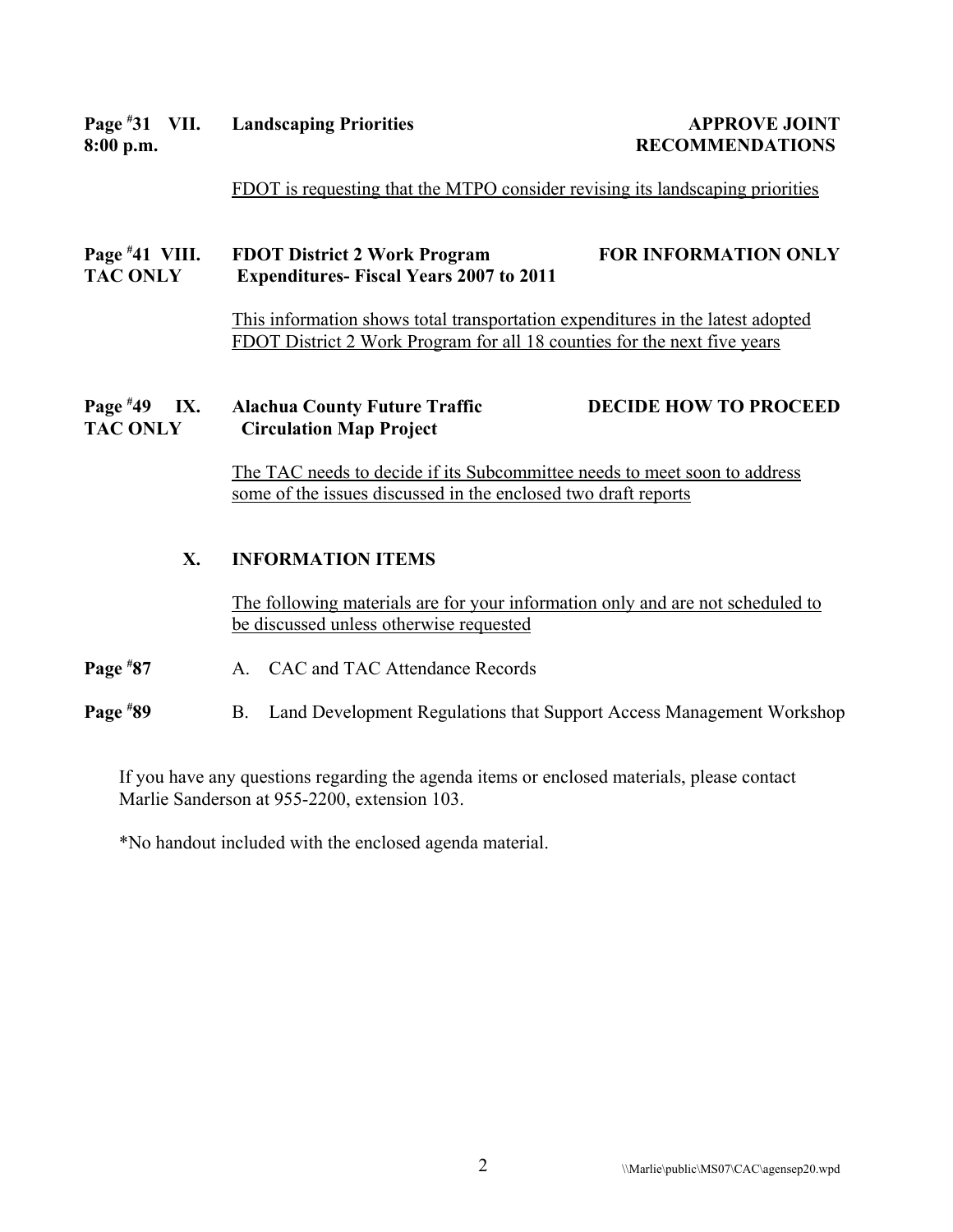**Page #31 VII. 8:00 p.m.** **Landscaping Priorities** **APPROVE JOINT RECOMMENDATIONS**

FDOT is requesting that the MTPO consider revising its landscaping priorities

**Page #41 VIII. TAC ONLY** **FDOT District 2 Work Program Expenditures- Fiscal Years 2007 to 2011** **FOR INFORMATION ONLY**

This information shows total transportation expenditures in the latest adopted FDOT District 2 Work Program for all 18 counties for the next five years

**Page #49 IX. TAC ONLY** **Alachua County Future Traffic Circulation Map Project** **DECIDE HOW TO PROCEED**

The TAC needs to decide if its Subcommittee needs to meet soon to address some of the issues discussed in the enclosed two draft reports

**X. INFORMATION ITEMS**

The following materials are for your information only and are not scheduled to be discussed unless otherwise requested

**Page #87** A. CAC and TAC Attendance Records

**Page #89** B. Land Development Regulations that Support Access Management Workshop

If you have any questions regarding the agenda items or enclosed materials, please contact Marlie Sanderson at 955-2200, extension 103.

*No handout included with the enclosed agenda material.

\\Marlie\public\MS07\CAC\agensep20.wpd